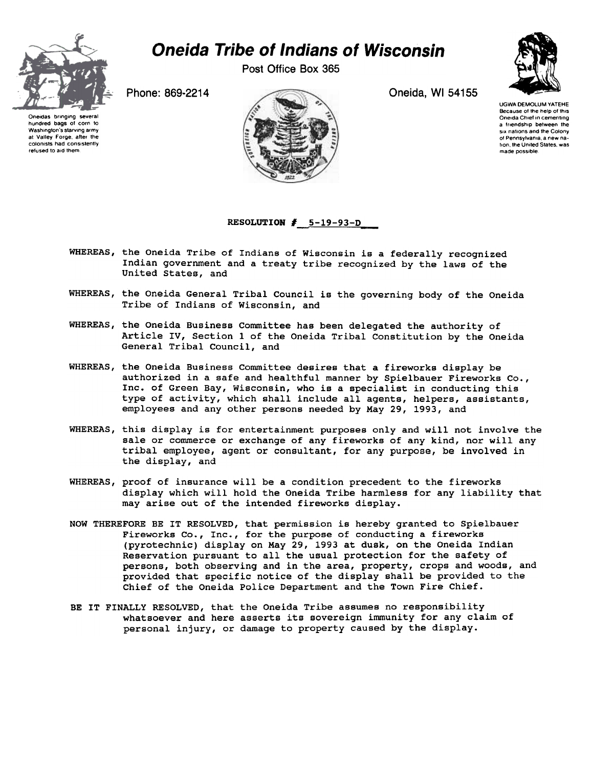# Oneida Tribe of Indians of Wisconsin

Post Office Box 365

Phone: 869-2214

Oneida, WI 54155

Oneidas bringing several hundred bags of corn to Washington's starving army at Valley Forge, after the colonists had consistently refused to aid them.

UGWA DEMOLUM YATEHE
Because of the help of this Oneida Chief in cementing a friendship between the six nations and the Colony of Pennsylvania, a new nation, the United States, was made possible.

**RESOLUTION # 5-19-93-D**

WHEREAS, the Oneida Tribe of Indians of Wisconsin is a federally recognized Indian government and a treaty tribe recognized by the laws of the United States, and

WHEREAS, the Oneida General Tribal Council is the governing body of the Oneida Tribe of Indians of Wisconsin, and

WHEREAS, the Oneida Business Committee has been delegated the authority of Article IV, Section 1 of the Oneida Tribal Constitution by the Oneida General Tribal Council, and

WHEREAS, the Oneida Business Committee desires that a fireworks display be authorized in a safe and healthful manner by Spielbauer Fireworks Co., Inc. of Green Bay, Wisconsin, who is a specialist in conducting this type of activity, which shall include all agents, helpers, assistants, employees and any other persons needed by May 29, 1993, and

WHEREAS, this display is for entertainment purposes only and will not involve the sale or commerce or exchange of any fireworks of any kind, nor will any tribal employee, agent or consultant, for any purpose, be involved in the display, and

WHEREAS, proof of insurance will be a condition precedent to the fireworks display which will hold the Oneida Tribe harmless for any liability that may arise out of the intended fireworks display.

NOW THEREFORE BE IT RESOLVED, that permission is hereby granted to Spielbauer Fireworks Co., Inc., for the purpose of conducting a fireworks (pyrotechnic) display on May 29, 1993 at dusk, on the Oneida Indian Reservation pursuant to all the usual protection for the safety of persons, both observing and in the area, property, crops and woods, and provided that specific notice of the display shall be provided to the Chief of the Oneida Police Department and the Town Fire Chief.

BE IT FINALLY RESOLVED, that the Oneida Tribe assumes no responsibility whatsoever and here asserts its sovereign immunity for any claim of personal injury, or damage to property caused by the display.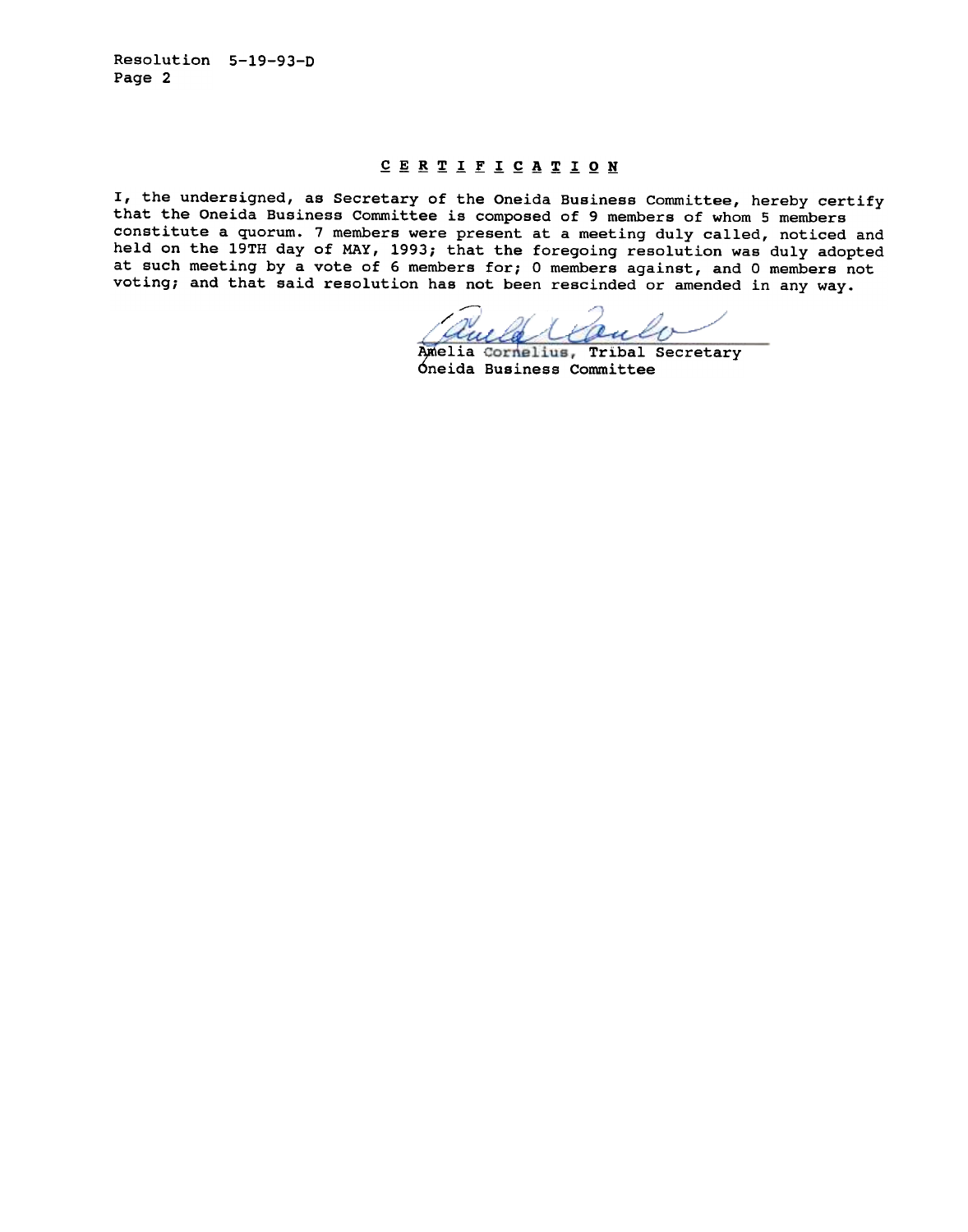Resolution 5-19-93-D
Page 2

## CERTIFICATION

I, the undersigned, as Secretary of the Oneida Business Committee, hereby certify that the Oneida Business Committee is composed of 9 members of whom 5 members constitute a quorum. 7 members were present at a meeting duly called, noticed and held on the 19TH day of MAY, 1993; that the foregoing resolution was duly adopted at such meeting by a vote of 6 members for; 0 members against, and 0 members not voting; and that said resolution has not been rescinded or amended in any way.

Amelia Cornelius, Tribal Secretary
Oneida Business Committee